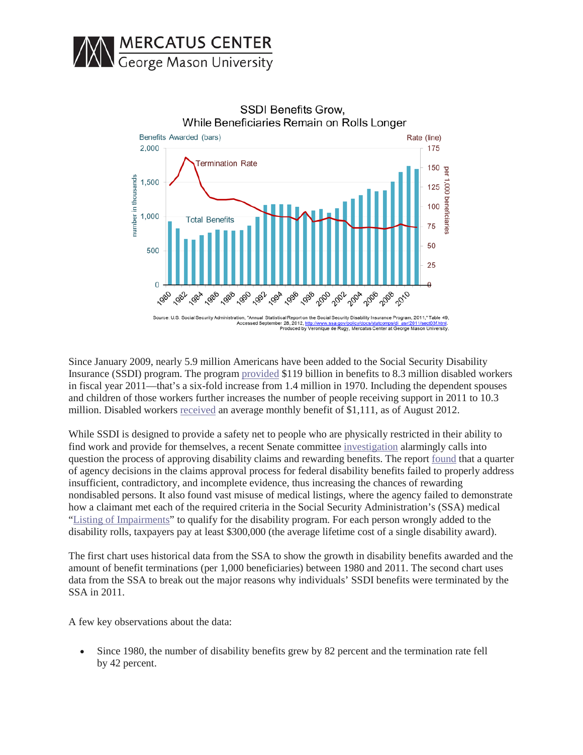# MERCATUS CENTER
George Mason University

SSDI Benefits Grow, While Beneficiaries Remain on Rolls Longer

Source: U.S. Social Security Administration, "Annual Statistical Report on the Social Security Disability Insurance Program, 2011," Table 49, Accessed September 28, 2012, http://www.ssa.gov/policy/docs/statcomps/di_asr/2011/sect03f.html.
Produced by Veronique de Rugy, Mercatus Center at George Mason University.

Since January 2009, nearly 5.9 million Americans have been added to the Social Security Disability Insurance (SSDI) program. The program provided $119 billion in benefits to 8.3 million disabled workers in fiscal year 2011—that's a six-fold increase from 1.4 million in 1970. Including the dependent spouses and children of those workers further increases the number of people receiving support in 2011 to 10.3 million. Disabled workers received an average monthly benefit of $1,111, as of August 2012.

While SSDI is designed to provide a safety net to people who are physically restricted in their ability to find work and provide for themselves, a recent Senate committee investigation alarmingly calls into question the process of approving disability claims and rewarding benefits. The report found that a quarter of agency decisions in the claims approval process for federal disability benefits failed to properly address insufficient, contradictory, and incomplete evidence, thus increasing the chances of rewarding nondisabled persons. It also found vast misuse of medical listings, where the agency failed to demonstrate how a claimant met each of the required criteria in the Social Security Administration's (SSA) medical "Listing of Impairments" to qualify for the disability program. For each person wrongly added to the disability rolls, taxpayers pay at least $300,000 (the average lifetime cost of a single disability award).

The first chart uses historical data from the SSA to show the growth in disability benefits awarded and the amount of benefit terminations (per 1,000 beneficiaries) between 1980 and 2011. The second chart uses data from the SSA to break out the major reasons why individuals' SSDI benefits were terminated by the SSA in 2011.

A few key observations about the data:

- Since 1980, the number of disability benefits grew by 82 percent and the termination rate fell by 42 percent.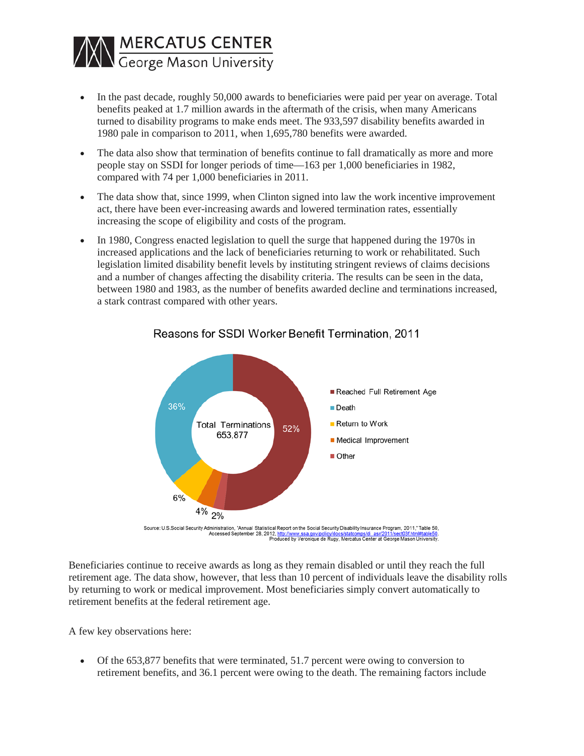- In the past decade, roughly 50,000 awards to beneficiaries were paid per year on average. Total benefits peaked at 1.7 million awards in the aftermath of the crisis, when many Americans turned to disability programs to make ends meet. The 933,597 disability benefits awarded in 1980 pale in comparison to 2011, when 1,695,780 benefits were awarded.
- The data also show that termination of benefits continue to fall dramatically as more and more people stay on SSDI for longer periods of time—163 per 1,000 beneficiaries in 1982, compared with 74 per 1,000 beneficiaries in 2011.
- The data show that, since 1999, when Clinton signed into law the work incentive improvement act, there have been ever-increasing awards and lowered termination rates, essentially increasing the scope of eligibility and costs of the program.
- In 1980, Congress enacted legislation to quell the surge that happened during the 1970s in increased applications and the lack of beneficiaries returning to work or rehabilitated. Such legislation limited disability benefit levels by instituting stringent reviews of claims decisions and a number of changes affecting the disability criteria. The results can be seen in the data, between 1980 and 1983, as the number of benefits awarded decline and terminations increased, a stark contrast compared with other years.

**Reasons for SSDI Worker Benefit Termination, 2011**

Total Terminations 653,877

| Reason | Share |
|---|---|
| Reached Full Retirement Age | 52% |
| Death | 36% |
| Return to Work | 6% |
| Medical Improvement | 4% |
| Other | 2% |

Source: U.S.Social Security Administration, "Annual Statistical Report on the Social Security Disability Insurance Program, 2011," Table 50, Accessed September 28, 2012, http://www.ssa.gov/policy/docs/statcomps/di_asr/2011/sect03f.html#table50.
Produced by Veronique de Rugy, Mercatus Center at George Mason University.

Beneficiaries continue to receive awards as long as they remain disabled or until they reach the full retirement age. The data show, however, that less than 10 percent of individuals leave the disability rolls by returning to work or medical improvement. Most beneficiaries simply convert automatically to retirement benefits at the federal retirement age.

A few key observations here:

- Of the 653,877 benefits that were terminated, 51.7 percent were owing to conversion to retirement benefits, and 36.1 percent were owing to the death. The remaining factors include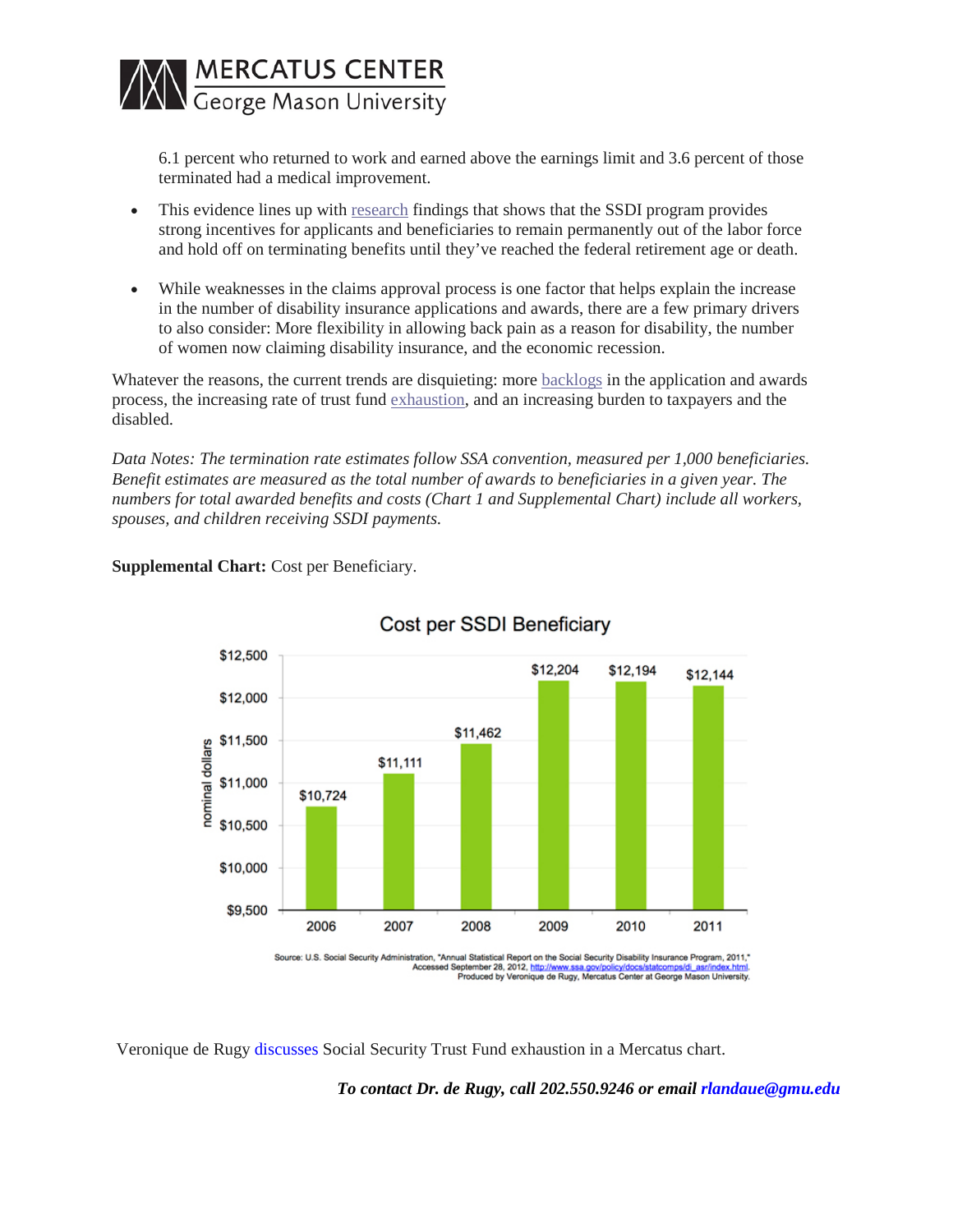6.1 percent who returned to work and earned above the earnings limit and 3.6 percent of those terminated had a medical improvement.

- This evidence lines up with research findings that shows that the SSDI program provides strong incentives for applicants and beneficiaries to remain permanently out of the labor force and hold off on terminating benefits until they've reached the federal retirement age or death.

- While weaknesses in the claims approval process is one factor that helps explain the increase in the number of disability insurance applications and awards, there are a few primary drivers to also consider: More flexibility in allowing back pain as a reason for disability, the number of women now claiming disability insurance, and the economic recession.

Whatever the reasons, the current trends are disquieting: more backlogs in the application and awards process, the increasing rate of trust fund exhaustion, and an increasing burden to taxpayers and the disabled.

*Data Notes: The termination rate estimates follow SSA convention, measured per 1,000 beneficiaries. Benefit estimates are measured as the total number of awards to beneficiaries in a given year. The numbers for total awarded benefits and costs (Chart 1 and Supplemental Chart) include all workers, spouses, and children receiving SSDI payments.*

**Supplemental Chart:** Cost per Beneficiary.

Cost per SSDI Beneficiary

nominal dollars

$12,500
$12,000
$11,500
$11,000
$10,500
$10,000
$9,500

2006: $10,724
2007: $11,111
2008: $11,462
2009: $12,204
2010: $12,194
2011: $12,144

Source: U.S. Social Security Administration, "Annual Statistical Report on the Social Security Disability Insurance Program, 2011," Accessed September 28, 2012, http://www.ssa.gov/policy/docs/statcomps/di_asr/index.html.
Produced by Veronique de Rugy, Mercatus Center at George Mason University.

Veronique de Rugy discusses Social Security Trust Fund exhaustion in a Mercatus chart.

***To contact Dr. de Rugy, call 202.550.9246 or email rlandaue@gmu.edu***